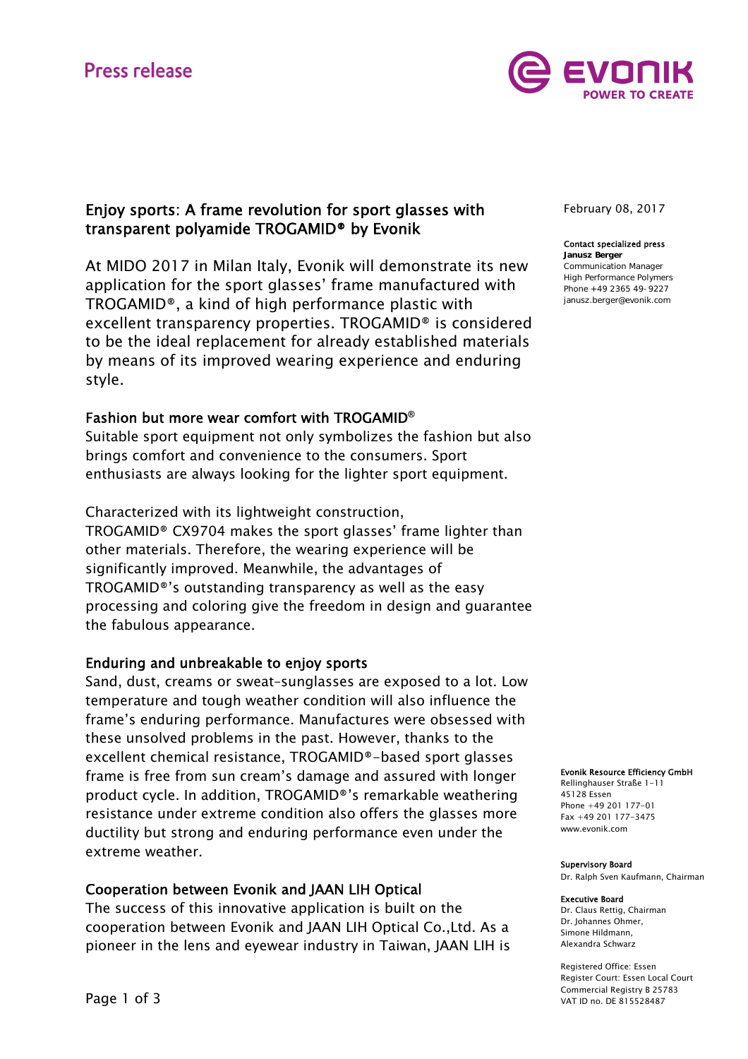Press release

# Enjoy sports: A frame revolution for sport glasses with transparent polyamide TROGAMID® by Evonik

February 08, 2017

**Contact specialized press**
**Janusz Berger**
Communication Manager
High Performance Polymers
Phone +49 2365 49- 9227
janusz.berger@evonik.com

At MIDO 2017 in Milan Italy, Evonik will demonstrate its new application for the sport glasses' frame manufactured with TROGAMID®, a kind of high performance plastic with excellent transparency properties. TROGAMID® is considered to be the ideal replacement for already established materials by means of its improved wearing experience and enduring style.

## Fashion but more wear comfort with TROGAMID®

Suitable sport equipment not only symbolizes the fashion but also brings comfort and convenience to the consumers. Sport enthusiasts are always looking for the lighter sport equipment.

Characterized with its lightweight construction, TROGAMID® CX9704 makes the sport glasses' frame lighter than other materials. Therefore, the wearing experience will be significantly improved. Meanwhile, the advantages of TROGAMID®'s outstanding transparency as well as the easy processing and coloring give the freedom in design and guarantee the fabulous appearance.

## Enduring and unbreakable to enjoy sports

Sand, dust, creams or sweat–sunglasses are exposed to a lot. Low temperature and tough weather condition will also influence the frame's enduring performance. Manufactures were obsessed with these unsolved problems in the past. However, thanks to the excellent chemical resistance, TROGAMID®-based sport glasses frame is free from sun cream's damage and assured with longer product cycle. In addition, TROGAMID®'s remarkable weathering resistance under extreme condition also offers the glasses more ductility but strong and enduring performance even under the extreme weather.

## Cooperation between Evonik and JAAN LIH Optical

The success of this innovative application is built on the cooperation between Evonik and JAAN LIH Optical Co.,Ltd. As a pioneer in the lens and eyewear industry in Taiwan, JAAN LIH is

**Evonik Resource Efficiency GmbH**
Rellinghauser Straße 1-11
45128 Essen
Phone +49 201 177-01
Fax +49 201 177-3475
www.evonik.com

**Supervisory Board**
Dr. Ralph Sven Kaufmann, Chairman

**Executive Board**
Dr. Claus Rettig, Chairman
Dr. Johannes Ohmer,
Simone Hildmann,
Alexandra Schwarz

Registered Office: Essen
Register Court: Essen Local Court
Commercial Registry B 25783
VAT ID no. DE 815528487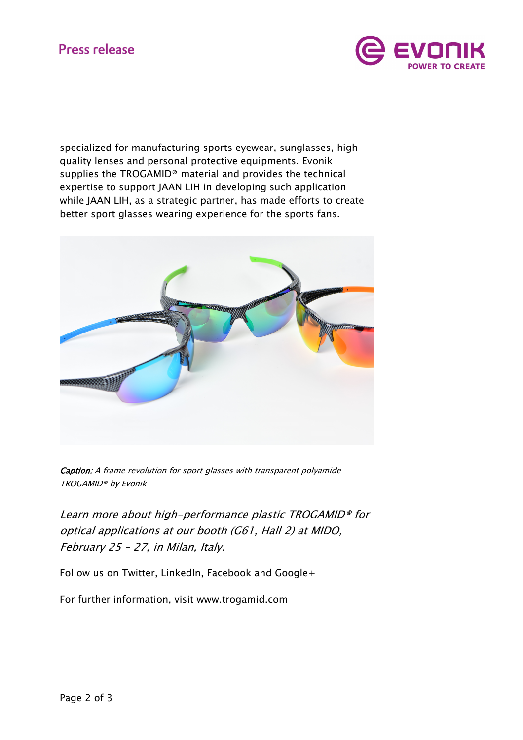specialized for manufacturing sports eyewear, sunglasses, high quality lenses and personal protective equipments. Evonik supplies the TROGAMID® material and provides the technical expertise to support JAAN LIH in developing such application while JAAN LIH, as a strategic partner, has made efforts to create better sport glasses wearing experience for the sports fans.

***Caption:*** *A frame revolution for sport glasses with transparent polyamide TROGAMID® by Evonik*

*Learn more about high-performance plastic TROGAMID® for optical applications at our booth (G61, Hall 2) at MIDO, February 25 – 27, in Milan, Italy.*

Follow us on Twitter, LinkedIn, Facebook and Google+

For further information, visit www.trogamid.com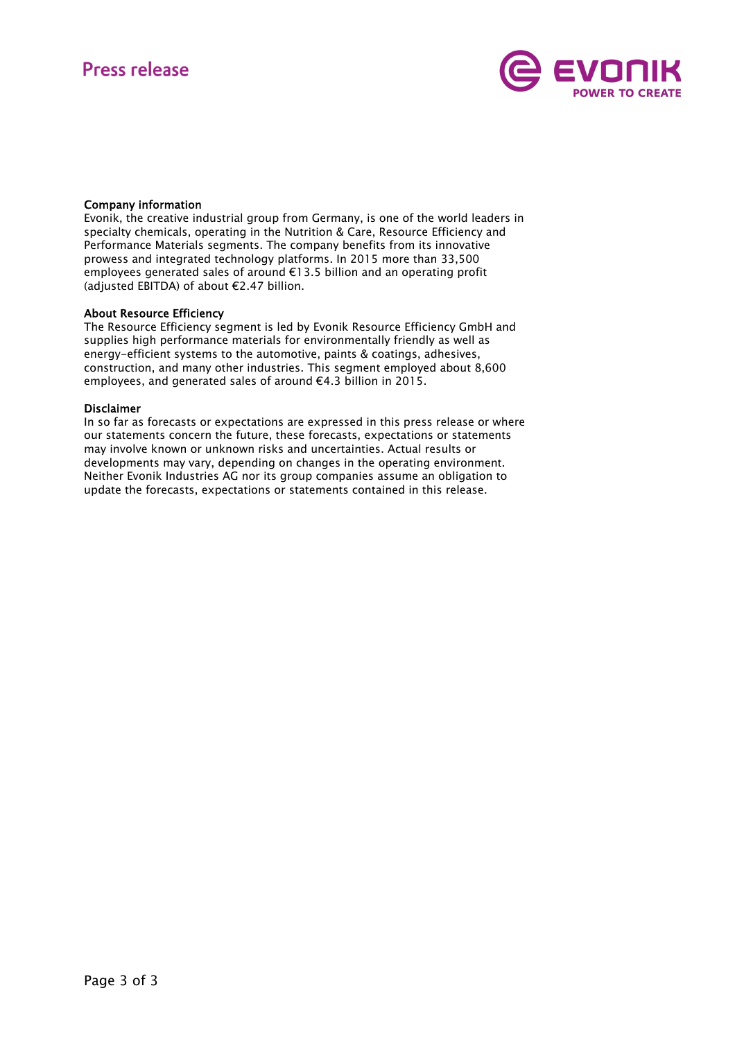**Company information**

Evonik, the creative industrial group from Germany, is one of the world leaders in specialty chemicals, operating in the Nutrition & Care, Resource Efficiency and Performance Materials segments. The company benefits from its innovative prowess and integrated technology platforms. In 2015 more than 33,500 employees generated sales of around €13.5 billion and an operating profit (adjusted EBITDA) of about €2.47 billion.

**About Resource Efficiency**

The Resource Efficiency segment is led by Evonik Resource Efficiency GmbH and supplies high performance materials for environmentally friendly as well as energy-efficient systems to the automotive, paints & coatings, adhesives, construction, and many other industries. This segment employed about 8,600 employees, and generated sales of around €4.3 billion in 2015.

**Disclaimer**

In so far as forecasts or expectations are expressed in this press release or where our statements concern the future, these forecasts, expectations or statements may involve known or unknown risks and uncertainties. Actual results or developments may vary, depending on changes in the operating environment. Neither Evonik Industries AG nor its group companies assume an obligation to update the forecasts, expectations or statements contained in this release.